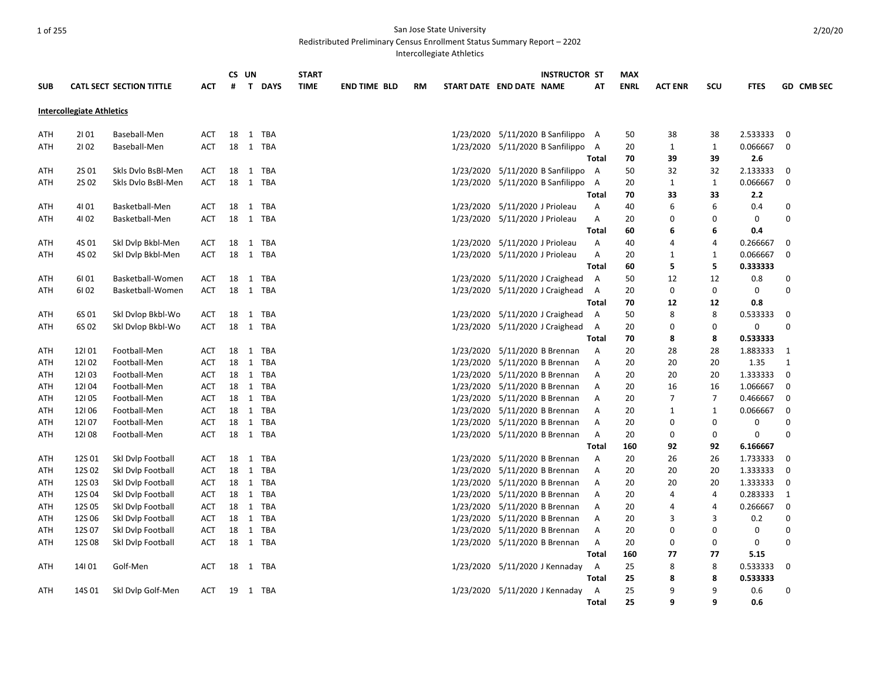San Jose State University

Redistributed Preliminary Census Enrollment Status Summary Report – 2202

Intercollegiate Athletics

| SUB | CATL SECT | SECTION TITTLE | ACT | CS # | UN T | DAYS | START TIME | END TIME | BLD | RM | START DATE | END DATE | INSTRUCTOR NAME | ST AT | MAX ENRL | ACT ENR | SCU | FTES | GD | CMB SEC |
|---|---|---|---|---|---|---|---|---|---|---|---|---|---|---|---|---|---|---|---|---|
| **Intercollegiate Athletics** | | | | | | | | | | | | | | | | | | | | |
| ATH | 2I 01 | Baseball-Men | ACT | 18 | 1 | TBA | | | | | 1/23/2020 | 5/11/2020 | B Sanfilippo | A | 50 | 38 | 38 | 2.533333 | 0 | |
| ATH | 2I 02 | Baseball-Men | ACT | 18 | 1 | TBA | | | | | 1/23/2020 | 5/11/2020 | B Sanfilippo | A | 20 | 1 | 1 | 0.066667 | 0 | |
| | | | | | | | | | | | | | | **Total** | **70** | **39** | **39** | **2.6** | | |
| ATH | 2S 01 | Skls Dvlo BsBl-Men | ACT | 18 | 1 | TBA | | | | | 1/23/2020 | 5/11/2020 | B Sanfilippo | A | 50 | 32 | 32 | 2.133333 | 0 | |
| ATH | 2S 02 | Skls Dvlo BsBl-Men | ACT | 18 | 1 | TBA | | | | | 1/23/2020 | 5/11/2020 | B Sanfilippo | A | 20 | 1 | 1 | 0.066667 | 0 | |
| | | | | | | | | | | | | | | **Total** | **70** | **33** | **33** | **2.2** | | |
| ATH | 4I 01 | Basketball-Men | ACT | 18 | 1 | TBA | | | | | 1/23/2020 | 5/11/2020 | J Prioleau | A | 40 | 6 | 6 | 0.4 | 0 | |
| ATH | 4I 02 | Basketball-Men | ACT | 18 | 1 | TBA | | | | | 1/23/2020 | 5/11/2020 | J Prioleau | A | 20 | 0 | 0 | 0 | 0 | |
| | | | | | | | | | | | | | | **Total** | **60** | **6** | **6** | **0.4** | | |
| ATH | 4S 01 | Skl Dvlp Bkbl-Men | ACT | 18 | 1 | TBA | | | | | 1/23/2020 | 5/11/2020 | J Prioleau | A | 40 | 4 | 4 | 0.266667 | 0 | |
| ATH | 4S 02 | Skl Dvlp Bkbl-Men | ACT | 18 | 1 | TBA | | | | | 1/23/2020 | 5/11/2020 | J Prioleau | A | 20 | 1 | 1 | 0.066667 | 0 | |
| | | | | | | | | | | | | | | **Total** | **60** | **5** | **5** | **0.333333** | | |
| ATH | 6I 01 | Basketball-Women | ACT | 18 | 1 | TBA | | | | | 1/23/2020 | 5/11/2020 | J Craighead | A | 50 | 12 | 12 | 0.8 | 0 | |
| ATH | 6I 02 | Basketball-Women | ACT | 18 | 1 | TBA | | | | | 1/23/2020 | 5/11/2020 | J Craighead | A | 20 | 0 | 0 | 0 | 0 | |
| | | | | | | | | | | | | | | **Total** | **70** | **12** | **12** | **0.8** | | |
| ATH | 6S 01 | Skl Dvlop Bkbl-Wo | ACT | 18 | 1 | TBA | | | | | 1/23/2020 | 5/11/2020 | J Craighead | A | 50 | 8 | 8 | 0.533333 | 0 | |
| ATH | 6S 02 | Skl Dvlop Bkbl-Wo | ACT | 18 | 1 | TBA | | | | | 1/23/2020 | 5/11/2020 | J Craighead | A | 20 | 0 | 0 | 0 | 0 | |
| | | | | | | | | | | | | | | **Total** | **70** | **8** | **8** | **0.533333** | | |
| ATH | 12I 01 | Football-Men | ACT | 18 | 1 | TBA | | | | | 1/23/2020 | 5/11/2020 | B Brennan | A | 20 | 28 | 28 | 1.883333 | 1 | |
| ATH | 12I 02 | Football-Men | ACT | 18 | 1 | TBA | | | | | 1/23/2020 | 5/11/2020 | B Brennan | A | 20 | 20 | 20 | 1.35 | 1 | |
| ATH | 12I 03 | Football-Men | ACT | 18 | 1 | TBA | | | | | 1/23/2020 | 5/11/2020 | B Brennan | A | 20 | 20 | 20 | 1.333333 | 0 | |
| ATH | 12I 04 | Football-Men | ACT | 18 | 1 | TBA | | | | | 1/23/2020 | 5/11/2020 | B Brennan | A | 20 | 16 | 16 | 1.066667 | 0 | |
| ATH | 12I 05 | Football-Men | ACT | 18 | 1 | TBA | | | | | 1/23/2020 | 5/11/2020 | B Brennan | A | 20 | 7 | 7 | 0.466667 | 0 | |
| ATH | 12I 06 | Football-Men | ACT | 18 | 1 | TBA | | | | | 1/23/2020 | 5/11/2020 | B Brennan | A | 20 | 1 | 1 | 0.066667 | 0 | |
| ATH | 12I 07 | Football-Men | ACT | 18 | 1 | TBA | | | | | 1/23/2020 | 5/11/2020 | B Brennan | A | 20 | 0 | 0 | 0 | 0 | |
| ATH | 12I 08 | Football-Men | ACT | 18 | 1 | TBA | | | | | 1/23/2020 | 5/11/2020 | B Brennan | A | 20 | 0 | 0 | 0 | 0 | |
| | | | | | | | | | | | | | | **Total** | **160** | **92** | **92** | **6.166667** | | |
| ATH | 12S 01 | Skl Dvlp Football | ACT | 18 | 1 | TBA | | | | | 1/23/2020 | 5/11/2020 | B Brennan | A | 20 | 26 | 26 | 1.733333 | 0 | |
| ATH | 12S 02 | Skl Dvlp Football | ACT | 18 | 1 | TBA | | | | | 1/23/2020 | 5/11/2020 | B Brennan | A | 20 | 20 | 20 | 1.333333 | 0 | |
| ATH | 12S 03 | Skl Dvlp Football | ACT | 18 | 1 | TBA | | | | | 1/23/2020 | 5/11/2020 | B Brennan | A | 20 | 20 | 20 | 1.333333 | 0 | |
| ATH | 12S 04 | Skl Dvlp Football | ACT | 18 | 1 | TBA | | | | | 1/23/2020 | 5/11/2020 | B Brennan | A | 20 | 4 | 4 | 0.283333 | 1 | |
| ATH | 12S 05 | Skl Dvlp Football | ACT | 18 | 1 | TBA | | | | | 1/23/2020 | 5/11/2020 | B Brennan | A | 20 | 4 | 4 | 0.266667 | 0 | |
| ATH | 12S 06 | Skl Dvlp Football | ACT | 18 | 1 | TBA | | | | | 1/23/2020 | 5/11/2020 | B Brennan | A | 20 | 3 | 3 | 0.2 | 0 | |
| ATH | 12S 07 | Skl Dvlp Football | ACT | 18 | 1 | TBA | | | | | 1/23/2020 | 5/11/2020 | B Brennan | A | 20 | 0 | 0 | 0 | 0 | |
| ATH | 12S 08 | Skl Dvlp Football | ACT | 18 | 1 | TBA | | | | | 1/23/2020 | 5/11/2020 | B Brennan | A | 20 | 0 | 0 | 0 | 0 | |
| | | | | | | | | | | | | | | **Total** | **160** | **77** | **77** | **5.15** | | |
| ATH | 14I 01 | Golf-Men | ACT | 18 | 1 | TBA | | | | | 1/23/2020 | 5/11/2020 | J Kennaday | A | 25 | 8 | 8 | 0.533333 | 0 | |
| | | | | | | | | | | | | | | **Total** | **25** | **8** | **8** | **0.533333** | | |
| ATH | 14S 01 | Skl Dvlp Golf-Men | ACT | 19 | 1 | TBA | | | | | 1/23/2020 | 5/11/2020 | J Kennaday | A | 25 | 9 | 9 | 0.6 | 0 | |
| | | | | | | | | | | | | | | **Total** | **25** | **9** | **9** | **0.6** | | |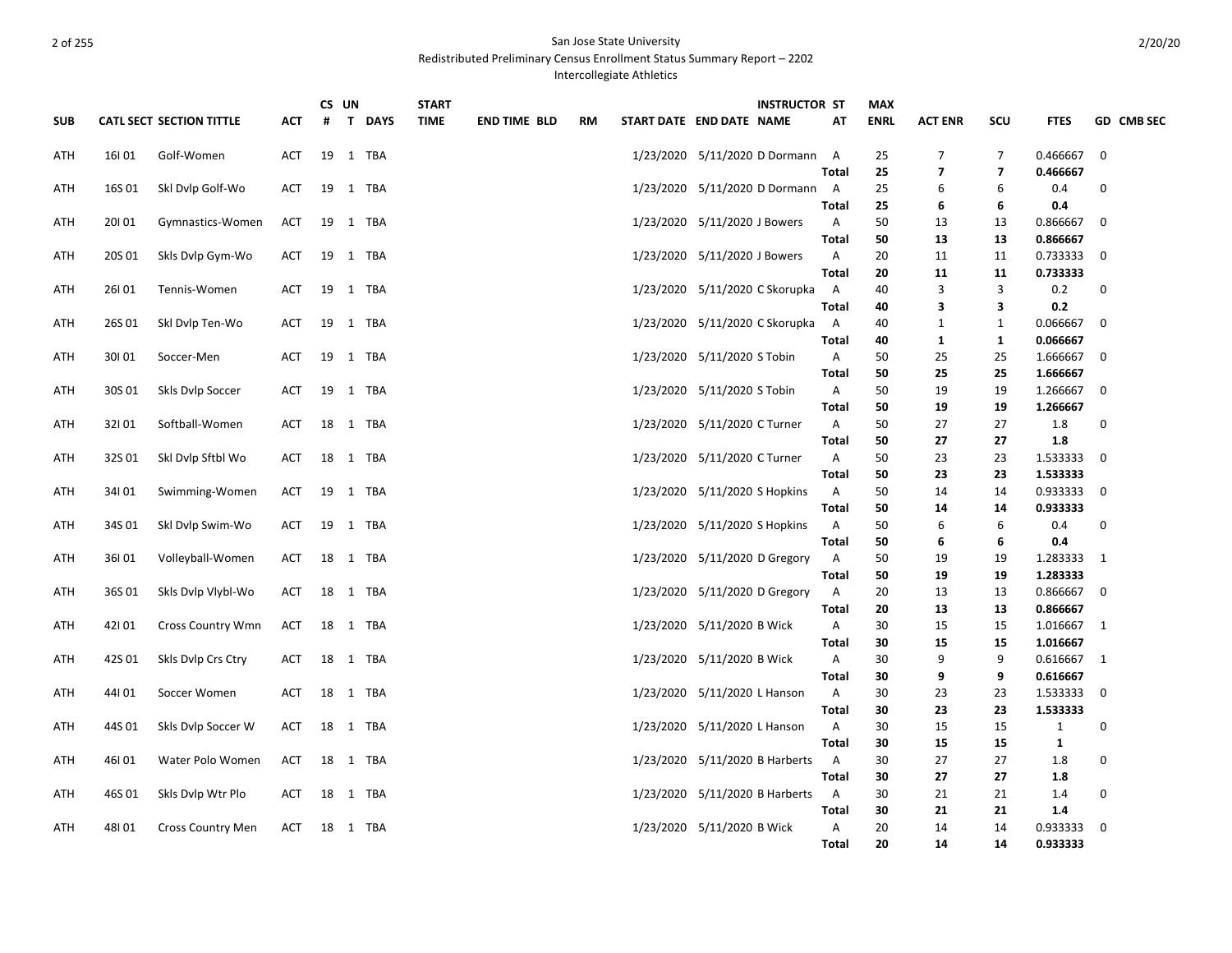San Jose State University
Redistributed Preliminary Census Enrollment Status Summary Report – 2202
Intercollegiate Athletics

| SUB | CATL | SECT | SECTION TITTLE | ACT | CS # | UN T | DAYS | START TIME | END TIME | BLD | RM | START DATE | END DATE | INSTRUCTOR NAME | ST AT | MAX ENRL | ACT ENR | SCU | FTES | GD | CMB SEC |
|---|---|---|---|---|---|---|---|---|---|---|---|---|---|---|---|---|---|---|---|---|---|
| ATH | 16I | 01 | Golf-Women | ACT | 19 | 1 | TBA | | | | | 1/23/2020 | 5/11/2020 | D Dormann | A | 25 | 7 | 7 | 0.466667 | 0 | |
| | | | | | | | | | | | | | | | **Total** | **25** | **7** | **7** | **0.466667** | | |
| ATH | 16S | 01 | Skl Dvlp Golf-Wo | ACT | 19 | 1 | TBA | | | | | 1/23/2020 | 5/11/2020 | D Dormann | A | 25 | 6 | 6 | 0.4 | 0 | |
| | | | | | | | | | | | | | | | **Total** | **25** | **6** | **6** | **0.4** | | |
| ATH | 20I | 01 | Gymnastics-Women | ACT | 19 | 1 | TBA | | | | | 1/23/2020 | 5/11/2020 | J Bowers | A | 50 | 13 | 13 | 0.866667 | 0 | |
| | | | | | | | | | | | | | | | **Total** | **50** | **13** | **13** | **0.866667** | | |
| ATH | 20S | 01 | Skls Dvlp Gym-Wo | ACT | 19 | 1 | TBA | | | | | 1/23/2020 | 5/11/2020 | J Bowers | A | 20 | 11 | 11 | 0.733333 | 0 | |
| | | | | | | | | | | | | | | | **Total** | **20** | **11** | **11** | **0.733333** | | |
| ATH | 26I | 01 | Tennis-Women | ACT | 19 | 1 | TBA | | | | | 1/23/2020 | 5/11/2020 | C Skorupka | A | 40 | 3 | 3 | 0.2 | 0 | |
| | | | | | | | | | | | | | | | **Total** | **40** | **3** | **3** | **0.2** | | |
| ATH | 26S | 01 | Skl Dvlp Ten-Wo | ACT | 19 | 1 | TBA | | | | | 1/23/2020 | 5/11/2020 | C Skorupka | A | 40 | 1 | 1 | 0.066667 | 0 | |
| | | | | | | | | | | | | | | | **Total** | **40** | **1** | **1** | **0.066667** | | |
| ATH | 30I | 01 | Soccer-Men | ACT | 19 | 1 | TBA | | | | | 1/23/2020 | 5/11/2020 | S Tobin | A | 50 | 25 | 25 | 1.666667 | 0 | |
| | | | | | | | | | | | | | | | **Total** | **50** | **25** | **25** | **1.666667** | | |
| ATH | 30S | 01 | Skls Dvlp Soccer | ACT | 19 | 1 | TBA | | | | | 1/23/2020 | 5/11/2020 | S Tobin | A | 50 | 19 | 19 | 1.266667 | 0 | |
| | | | | | | | | | | | | | | | **Total** | **50** | **19** | **19** | **1.266667** | | |
| ATH | 32I | 01 | Softball-Women | ACT | 18 | 1 | TBA | | | | | 1/23/2020 | 5/11/2020 | C Turner | A | 50 | 27 | 27 | 1.8 | 0 | |
| | | | | | | | | | | | | | | | **Total** | **50** | **27** | **27** | **1.8** | | |
| ATH | 32S | 01 | Skl Dvlp Sftbl Wo | ACT | 18 | 1 | TBA | | | | | 1/23/2020 | 5/11/2020 | C Turner | A | 50 | 23 | 23 | 1.533333 | 0 | |
| | | | | | | | | | | | | | | | **Total** | **50** | **23** | **23** | **1.533333** | | |
| ATH | 34I | 01 | Swimming-Women | ACT | 19 | 1 | TBA | | | | | 1/23/2020 | 5/11/2020 | S Hopkins | A | 50 | 14 | 14 | 0.933333 | 0 | |
| | | | | | | | | | | | | | | | **Total** | **50** | **14** | **14** | **0.933333** | | |
| ATH | 34S | 01 | Skl Dvlp Swim-Wo | ACT | 19 | 1 | TBA | | | | | 1/23/2020 | 5/11/2020 | S Hopkins | A | 50 | 6 | 6 | 0.4 | 0 | |
| | | | | | | | | | | | | | | | **Total** | **50** | **6** | **6** | **0.4** | | |
| ATH | 36I | 01 | Volleyball-Women | ACT | 18 | 1 | TBA | | | | | 1/23/2020 | 5/11/2020 | D Gregory | A | 50 | 19 | 19 | 1.283333 | 1 | |
| | | | | | | | | | | | | | | | **Total** | **50** | **19** | **19** | **1.283333** | | |
| ATH | 36S | 01 | Skls Dvlp Vlybl-Wo | ACT | 18 | 1 | TBA | | | | | 1/23/2020 | 5/11/2020 | D Gregory | A | 20 | 13 | 13 | 0.866667 | 0 | |
| | | | | | | | | | | | | | | | **Total** | **20** | **13** | **13** | **0.866667** | | |
| ATH | 42I | 01 | Cross Country Wmn | ACT | 18 | 1 | TBA | | | | | 1/23/2020 | 5/11/2020 | B Wick | A | 30 | 15 | 15 | 1.016667 | 1 | |
| | | | | | | | | | | | | | | | **Total** | **30** | **15** | **15** | **1.016667** | | |
| ATH | 42S | 01 | Skls Dvlp Crs Ctry | ACT | 18 | 1 | TBA | | | | | 1/23/2020 | 5/11/2020 | B Wick | A | 30 | 9 | 9 | 0.616667 | 1 | |
| | | | | | | | | | | | | | | | **Total** | **30** | **9** | **9** | **0.616667** | | |
| ATH | 44I | 01 | Soccer Women | ACT | 18 | 1 | TBA | | | | | 1/23/2020 | 5/11/2020 | L Hanson | A | 30 | 23 | 23 | 1.533333 | 0 | |
| | | | | | | | | | | | | | | | **Total** | **30** | **23** | **23** | **1.533333** | | |
| ATH | 44S | 01 | Skls Dvlp Soccer W | ACT | 18 | 1 | TBA | | | | | 1/23/2020 | 5/11/2020 | L Hanson | A | 30 | 15 | 15 | 1 | 0 | |
| | | | | | | | | | | | | | | | **Total** | **30** | **15** | **15** | **1** | | |
| ATH | 46I | 01 | Water Polo Women | ACT | 18 | 1 | TBA | | | | | 1/23/2020 | 5/11/2020 | B Harberts | A | 30 | 27 | 27 | 1.8 | 0 | |
| | | | | | | | | | | | | | | | **Total** | **30** | **27** | **27** | **1.8** | | |
| ATH | 46S | 01 | Skls Dvlp Wtr Plo | ACT | 18 | 1 | TBA | | | | | 1/23/2020 | 5/11/2020 | B Harberts | A | 30 | 21 | 21 | 1.4 | 0 | |
| | | | | | | | | | | | | | | | **Total** | **30** | **21** | **21** | **1.4** | | |
| ATH | 48I | 01 | Cross Country Men | ACT | 18 | 1 | TBA | | | | | 1/23/2020 | 5/11/2020 | B Wick | A | 20 | 14 | 14 | 0.933333 | 0 | |
| | | | | | | | | | | | | | | | **Total** | **20** | **14** | **14** | **0.933333** | | |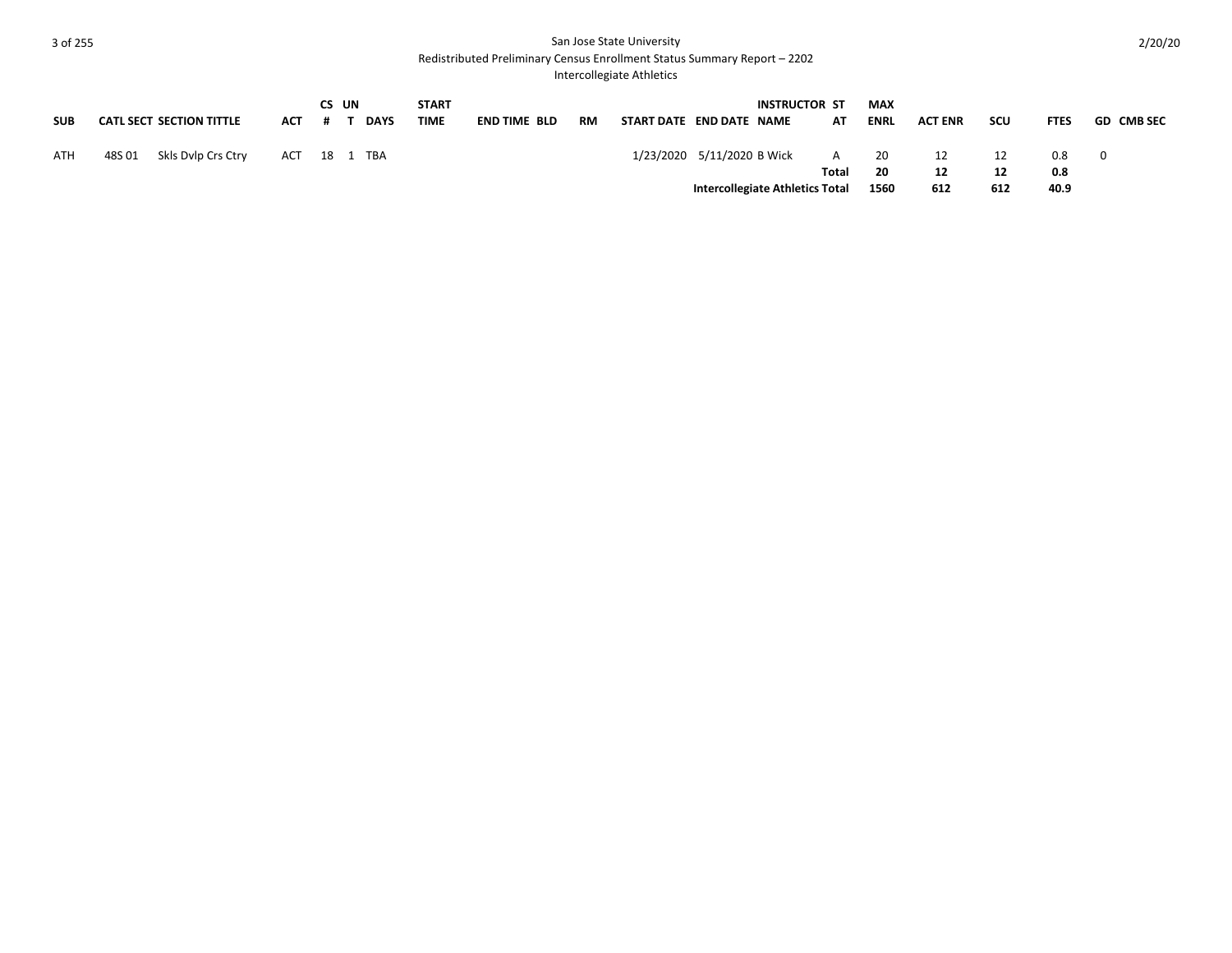# San Jose State University

## Redistributed Preliminary Census Enrollment Status Summary Report – 2202

### Intercollegiate Athletics

| SUB | CATL SECT | SECTION TITTLE | ACT | CS # | UN T | DAYS | START TIME | END TIME | BLD | RM | START DATE | END DATE | INSTRUCTOR NAME | ST AT | MAX ENRL | ACT ENR | SCU | FTES | GD | CMB SEC |
|---|---|---|---|---|---|---|---|---|---|---|---|---|---|---|---|---|---|---|---|---|
| ATH | 48S 01 | Skls Dvlp Crs Ctry | ACT | 18 | 1 | TBA | | | | | 1/23/2020 | 5/11/2020 | B Wick | A | 20 | 12 | 12 | 0.8 | 0 | |
| | | | | | | | | | | | | | | **Total** | **20** | **12** | **12** | **0.8** | | |
| | | | | | | | | | | | | **Intercollegiate Athletics Total** | | | **1560** | **612** | **612** | **40.9** | | |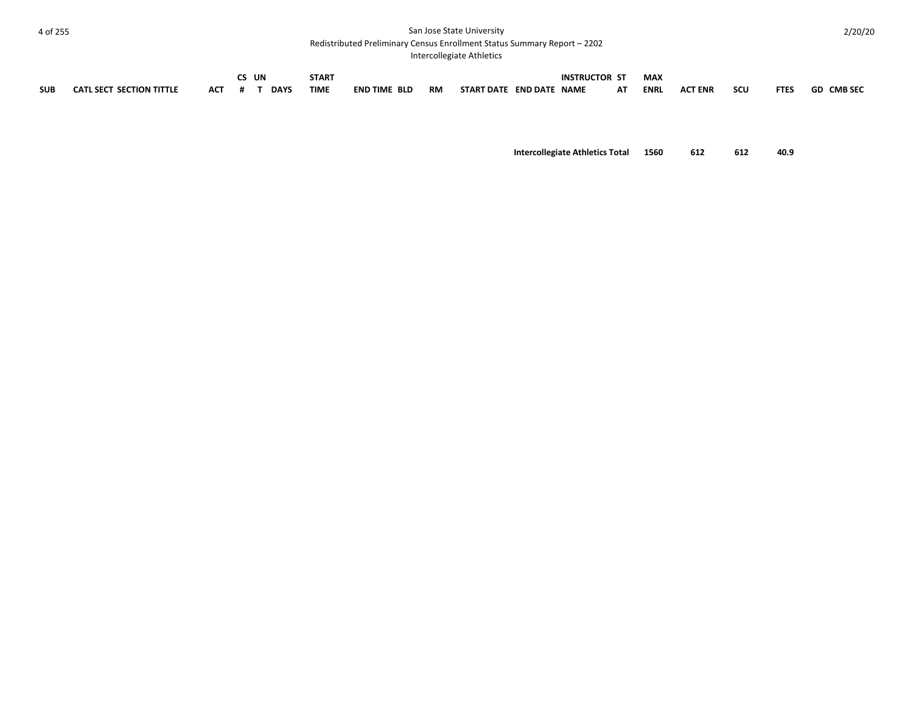| SUB | CATL | SECT | SECTION TITTLE | ACT | CS # | UNT | DAYS | START TIME | END TIME | BLD | RM | START DATE | END DATE | INSTRUCTOR NAME | STAT | MAX ENRL | ACT ENR | SCU | FTES | GD | CMB SEC |
|---|---|---|---|---|---|---|---|---|---|---|---|---|---|---|---|---|---|---|---|---|---|
| | | | | | | | | | | | | | | **Intercollegiate Athletics Total** | | **1560** | **612** | **612** | **40.9** | | |